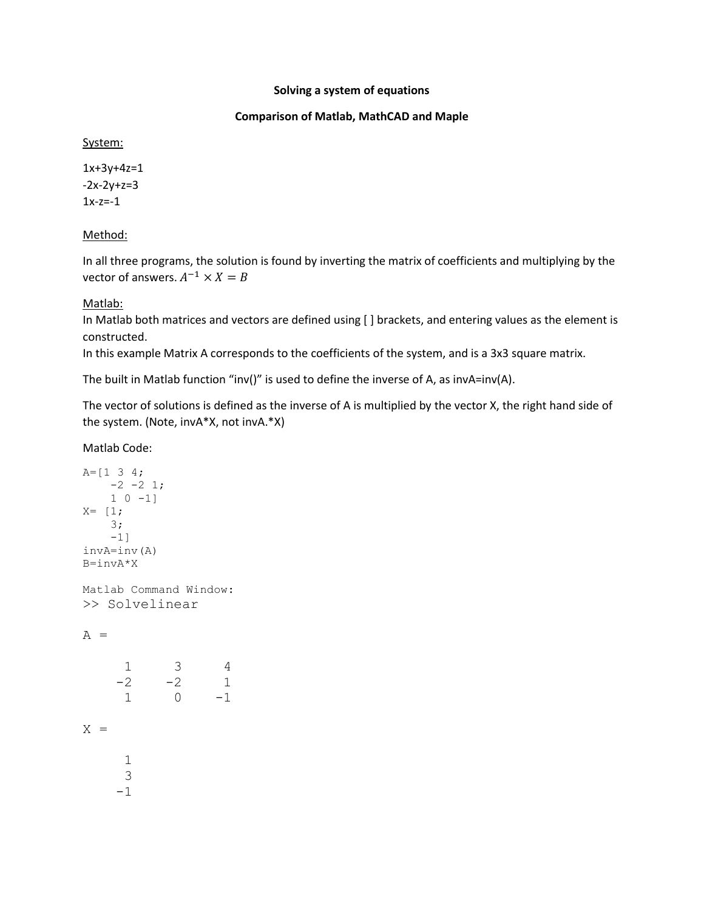**Solving a system of equations**

**Comparison of Matlab, MathCAD and Maple**

System:

1x+3y+4z=1
-2x-2y+z=3
1x-z=-1

Method:

In all three programs, the solution is found by inverting the matrix of coefficients and multiplying by the vector of answers. $A^{-1} \times X = B$

Matlab:
In Matlab both matrices and vectors are defined using [ ] brackets, and entering values as the element is constructed.
In this example Matrix A corresponds to the coefficients of the system, and is a 3x3 square matrix.

The built in Matlab function "inv()" is used to define the inverse of A, as invA=inv(A).

The vector of solutions is defined as the inverse of A is multiplied by the vector X, the right hand side of the system. (Note, invA*X, not invA.*X)

Matlab Code:

```
A=[1 3 4;
    -2 -2 1;
    1 0 -1]
X= [1;
    3;
    -1]
invA=inv(A)
B=invA*X

Matlab Command Window:
>> Solvelinear

A =

     1     3     4
    -2    -2     1
     1     0    -1

X =

     1
     3
    -1
```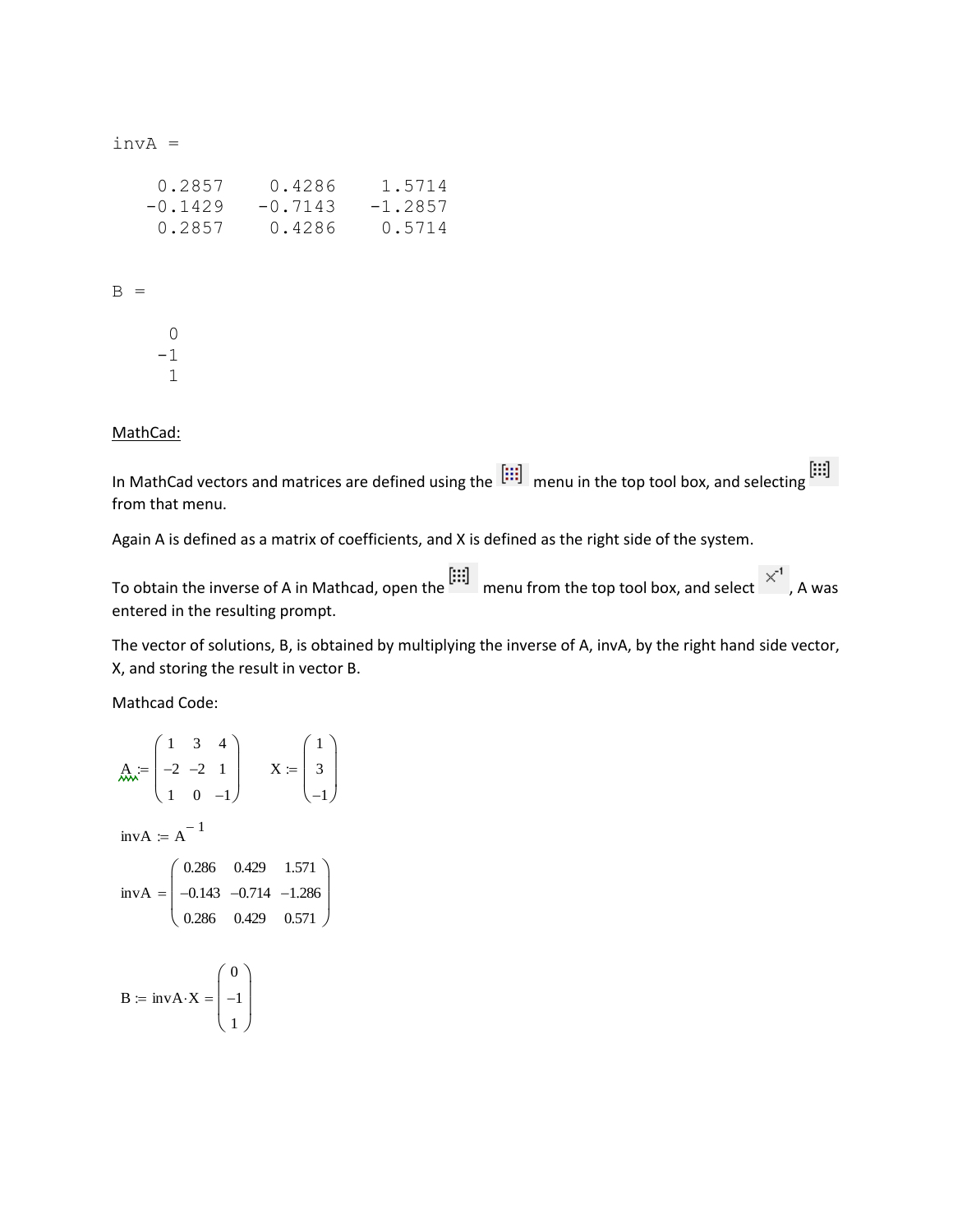```
invA =

    0.2857    0.4286    1.5714
   -0.1429   -0.7143   -1.2857
    0.2857    0.4286    0.5714


B =

     0
    -1
     1
```

MathCad:

In MathCad vectors and matrices are defined using the [:::] menu in the top tool box, and selecting [:::] from that menu.

Again A is defined as a matrix of coefficients, and X is defined as the right side of the system.

To obtain the inverse of A in Mathcad, open the [:::] menu from the top tool box, and select $x^{-1}$, A was entered in the resulting prompt.

The vector of solutions, B, is obtained by multiplying the inverse of A, invA, by the right hand side vector, X, and storing the result in vector B.

Mathcad Code:

$$A := \begin{pmatrix} 1 & 3 & 4 \\ -2 & -2 & 1 \\ 1 & 0 & -1 \end{pmatrix} \qquad X := \begin{pmatrix} 1 \\ 3 \\ -1 \end{pmatrix}$$

$$\text{invA} := A^{-1}$$

$$\text{invA} = \begin{pmatrix} 0.286 & 0.429 & 1.571 \\ -0.143 & -0.714 & -1.286 \\ 0.286 & 0.429 & 0.571 \end{pmatrix}$$

$$B := \text{invA} \cdot X = \begin{pmatrix} 0 \\ -1 \\ 1 \end{pmatrix}$$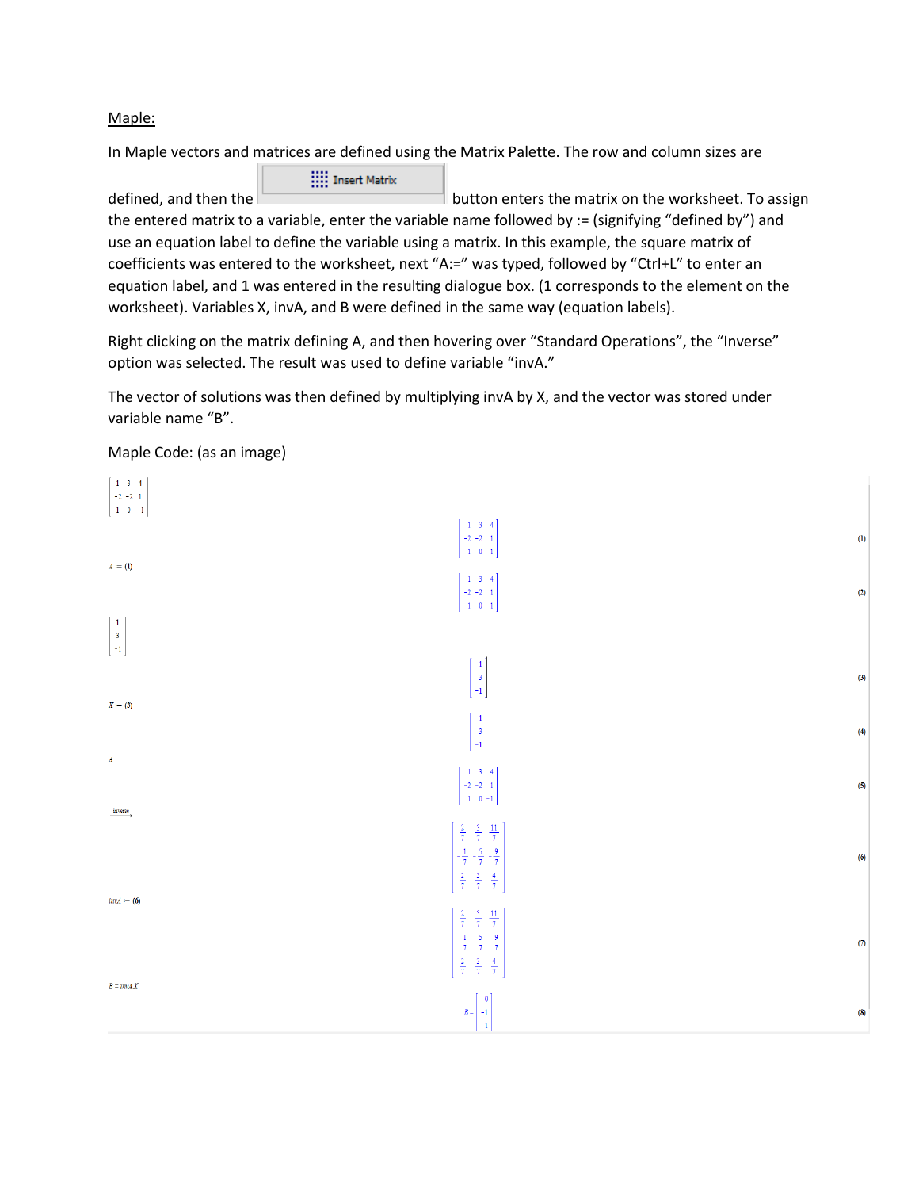Maple:

In Maple vectors and matrices are defined using the Matrix Palette. The row and column sizes are defined, and then the **Insert Matrix** button enters the matrix on the worksheet. To assign the entered matrix to a variable, enter the variable name followed by := (signifying "defined by") and use an equation label to define the variable using a matrix. In this example, the square matrix of coefficients was entered to the worksheet, next "A:=" was typed, followed by "Ctrl+L" to enter an equation label, and 1 was entered in the resulting dialogue box. (1 corresponds to the element on the worksheet). Variables X, invA, and B were defined in the same way (equation labels).

Right clicking on the matrix defining A, and then hovering over "Standard Operations", the "Inverse" option was selected. The result was used to define variable "invA."

The vector of solutions was then defined by multiplying invA by X, and the vector was stored under variable name "B".

Maple Code: (as an image)

$$\begin{bmatrix} 1 & 3 & 4 \\ -2 & -2 & 1 \\ 1 & 0 & -1 \end{bmatrix}$$

$$\begin{bmatrix} 1 & 3 & 4 \\ -2 & -2 & 1 \\ 1 & 0 & -1 \end{bmatrix} \quad (1)$$

$A := (1)$

$$\begin{bmatrix} 1 & 3 & 4 \\ -2 & -2 & 1 \\ 1 & 0 & -1 \end{bmatrix} \quad (2)$$

$$\begin{bmatrix} 1 \\ 3 \\ -1 \end{bmatrix}$$

$$\begin{bmatrix} 1 \\ 3 \\ -1 \end{bmatrix} \quad (3)$$

$X := (3)$

$$\begin{bmatrix} 1 \\ 3 \\ -1 \end{bmatrix} \quad (4)$$

$A$

$$\begin{bmatrix} 1 & 3 & 4 \\ -2 & -2 & 1 \\ 1 & 0 & -1 \end{bmatrix} \quad (5)$$

$\xrightarrow{\text{inverse}}$

$$\begin{bmatrix} \frac{2}{7} & \frac{3}{7} & \frac{11}{7} \\ -\frac{1}{7} & -\frac{5}{7} & -\frac{9}{7} \\ \frac{2}{7} & \frac{3}{7} & \frac{4}{7} \end{bmatrix} \quad (6)$$

$invA := (6)$

$$\begin{bmatrix} \frac{2}{7} & \frac{3}{7} & \frac{11}{7} \\ -\frac{1}{7} & -\frac{5}{7} & -\frac{9}{7} \\ \frac{2}{7} & \frac{3}{7} & \frac{4}{7} \end{bmatrix} \quad (7)$$

$B = invA.X$

$$B = \begin{bmatrix} 0 \\ -1 \\ 1 \end{bmatrix} \quad (8)$$